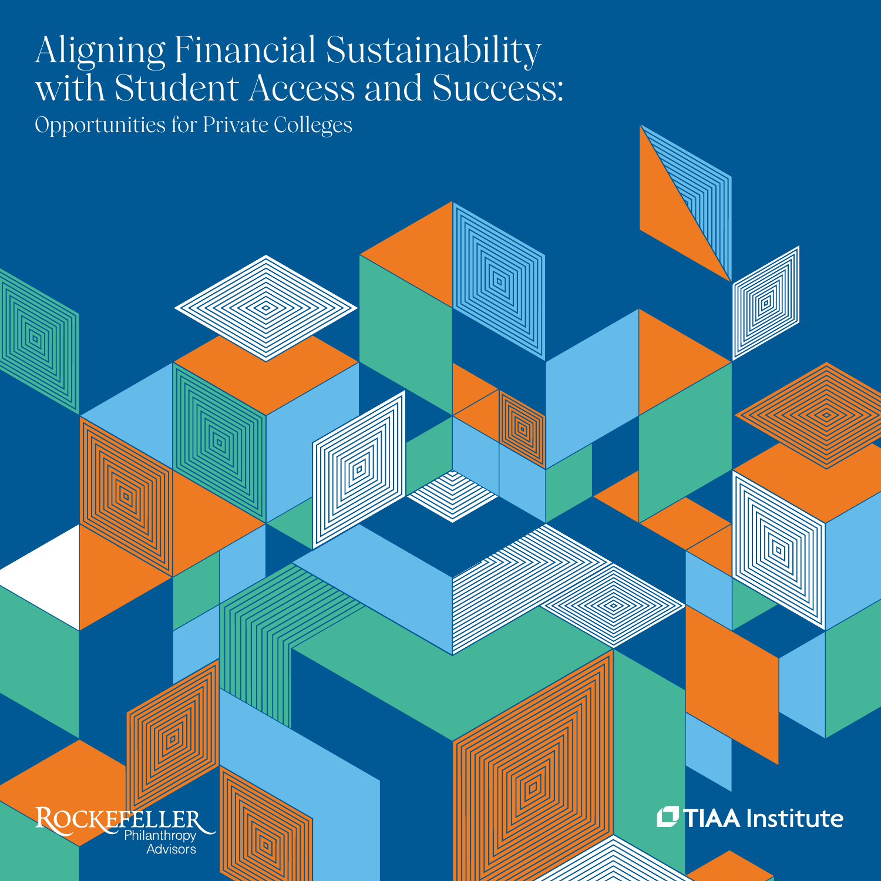# Aligning Financial Sustainability with Student Access and Success:

## Opportunities for Private Colleges

Rockefeller Philanthropy Advisors

TIAA Institute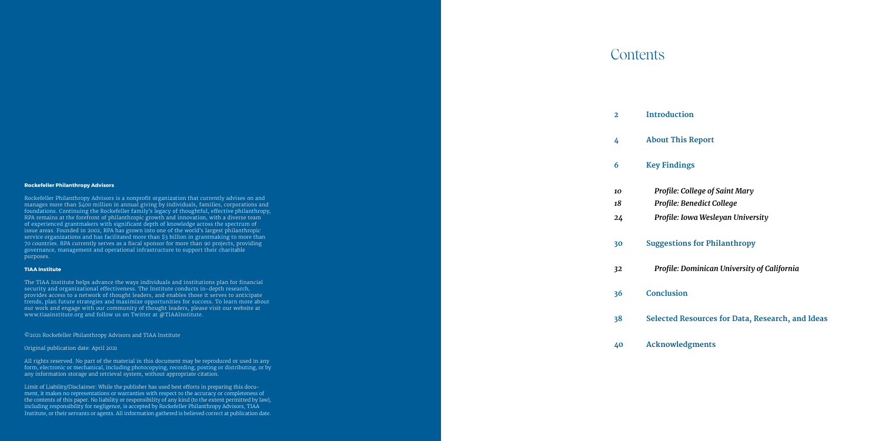**Rockefeller Philanthropy Advisors**

Rockefeller Philanthropy Advisors is a nonprofit organization that currently advises on and manages more than $400 million in annual giving by individuals, families, corporations and foundations. Continuing the Rockefeller family's legacy of thoughtful, effective philanthropy, RPA remains at the forefront of philanthropic growth and innovation, with a diverse team of experienced grantmakers with significant depth of knowledge across the spectrum of issue areas. Founded in 2002, RPA has grown into one of the world's largest philanthropic service organizations and has facilitated more than $3 billion in grantmaking to more than 70 countries. RPA currently serves as a fiscal sponsor for more than 90 projects, providing governance, management and operational infrastructure to support their charitable purposes.

**TIAA Institute**

The TIAA Institute helps advance the ways individuals and institutions plan for financial security and organizational effectiveness. The Institute conducts in-depth research, provides access to a network of thought leaders, and enables those it serves to anticipate trends, plan future strategies and maximize opportunities for success. To learn more about our work and engage with our community of thought leaders, please visit our website at www.tiaainstitute.org and follow us on Twitter at @TIAAInstitute.

©2021 Rockefeller Philanthropy Advisors and TIAA Institute

Original publication date: April 2021

All rights reserved. No part of the material in this document may be reproduced or used in any form, electronic or mechanical, including photocopying, recording, posting or distributing, or by any information storage and retrieval system, without appropriate citation.

Limit of Liability/Disclaimer: While the publisher has used best efforts in preparing this document, it makes no representations or warranties with respect to the accuracy or completeness of the contents of this paper. No liability or responsibility of any kind (to the extent permitted by law), including responsibility for negligence, is accepted by Rockefeller Philanthropy Advisors, TIAA Institute, or their servants or agents. All information gathered is believed correct at publication date.

# Contents

| | |
|---|---|
| 2 | **Introduction** |
| 4 | **About This Report** |
| 6 | **Key Findings** |
| *10* | *Profile: College of Saint Mary* |
| *18* | *Profile: Benedict College* |
| *24* | *Profile: Iowa Wesleyan University* |
| 30 | **Suggestions for Philanthropy** |
| *32* | *Profile: Dominican University of California* |
| 36 | **Conclusion** |
| 38 | **Selected Resources for Data, Research, and Ideas** |
| 40 | **Acknowledgments** |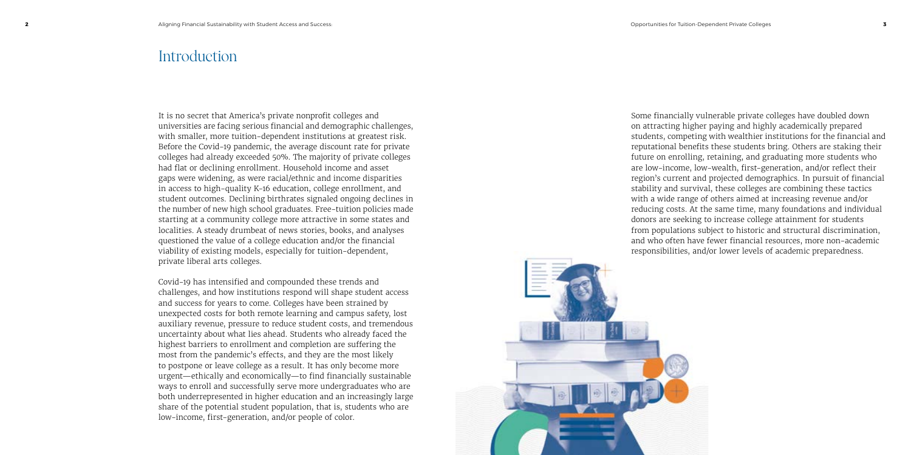# Introduction

It is no secret that America's private nonprofit colleges and universities are facing serious financial and demographic challenges, with smaller, more tuition-dependent institutions at greatest risk. Before the Covid-19 pandemic, the average discount rate for private colleges had already exceeded 50%. The majority of private colleges had flat or declining enrollment. Household income and asset gaps were widening, as were racial/ethnic and income disparities in access to high-quality K-16 education, college enrollment, and student outcomes. Declining birthrates signaled ongoing declines in the number of new high school graduates. Free-tuition policies made starting at a community college more attractive in some states and localities. A steady drumbeat of news stories, books, and analyses questioned the value of a college education and/or the financial viability of existing models, especially for tuition-dependent, private liberal arts colleges.

Covid-19 has intensified and compounded these trends and challenges, and how institutions respond will shape student access and success for years to come. Colleges have been strained by unexpected costs for both remote learning and campus safety, lost auxiliary revenue, pressure to reduce student costs, and tremendous uncertainty about what lies ahead. Students who already faced the highest barriers to enrollment and completion are suffering the most from the pandemic's effects, and they are the most likely to postpone or leave college as a result. It has only become more urgent—ethically and economically—to find financially sustainable ways to enroll and successfully serve more undergraduates who are both underrepresented in higher education and an increasingly large share of the potential student population, that is, students who are low-income, first-generation, and/or people of color.

Some financially vulnerable private colleges have doubled down on attracting higher paying and highly academically prepared students, competing with wealthier institutions for the financial and reputational benefits these students bring. Others are staking their future on enrolling, retaining, and graduating more students who are low-income, low-wealth, first-generation, and/or reflect their region's current and projected demographics. In pursuit of financial stability and survival, these colleges are combining these tactics with a wide range of others aimed at increasing revenue and/or reducing costs. At the same time, many foundations and individual donors are seeking to increase college attainment for students from populations subject to historic and structural discrimination, and who often have fewer financial resources, more non-academic responsibilities, and/or lower levels of academic preparedness.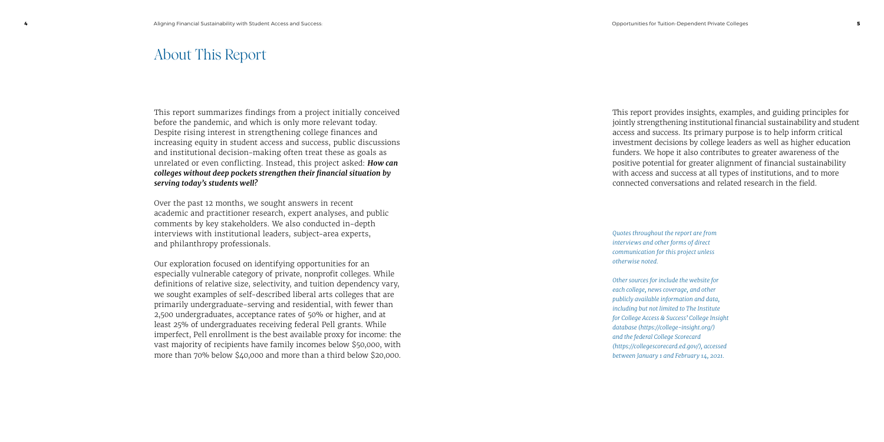# About This Report

This report summarizes findings from a project initially conceived before the pandemic, and which is only more relevant today. Despite rising interest in strengthening college finances and increasing equity in student access and success, public discussions and institutional decision-making often treat these as goals as unrelated or even conflicting. Instead, this project asked: ***How can colleges without deep pockets strengthen their financial situation by serving today's students well?***

Over the past 12 months, we sought answers in recent academic and practitioner research, expert analyses, and public comments by key stakeholders. We also conducted in-depth interviews with institutional leaders, subject-area experts, and philanthropy professionals.

Our exploration focused on identifying opportunities for an especially vulnerable category of private, nonprofit colleges. While definitions of relative size, selectivity, and tuition dependency vary, we sought examples of self-described liberal arts colleges that are primarily undergraduate-serving and residential, with fewer than 2,500 undergraduates, acceptance rates of 50% or higher, and at least 25% of undergraduates receiving federal Pell grants. While imperfect, Pell enrollment is the best available proxy for income: the vast majority of recipients have family incomes below $50,000, with more than 70% below $40,000 and more than a third below $20,000.

This report provides insights, examples, and guiding principles for jointly strengthening institutional financial sustainability and student access and success. Its primary purpose is to help inform critical investment decisions by college leaders as well as higher education funders. We hope it also contributes to greater awareness of the positive potential for greater alignment of financial sustainability with access and success at all types of institutions, and to more connected conversations and related research in the field.

*Quotes throughout the report are from interviews and other forms of direct communication for this project unless otherwise noted.*

*Other sources for include the website for each college, news coverage, and other publicly available information and data, including but not limited to The Institute for College Access & Success' College Insight database (https://college-insight.org/) and the federal College Scorecard (https://collegescorecard.ed.gov/), accessed between January 1 and February 14, 2021.*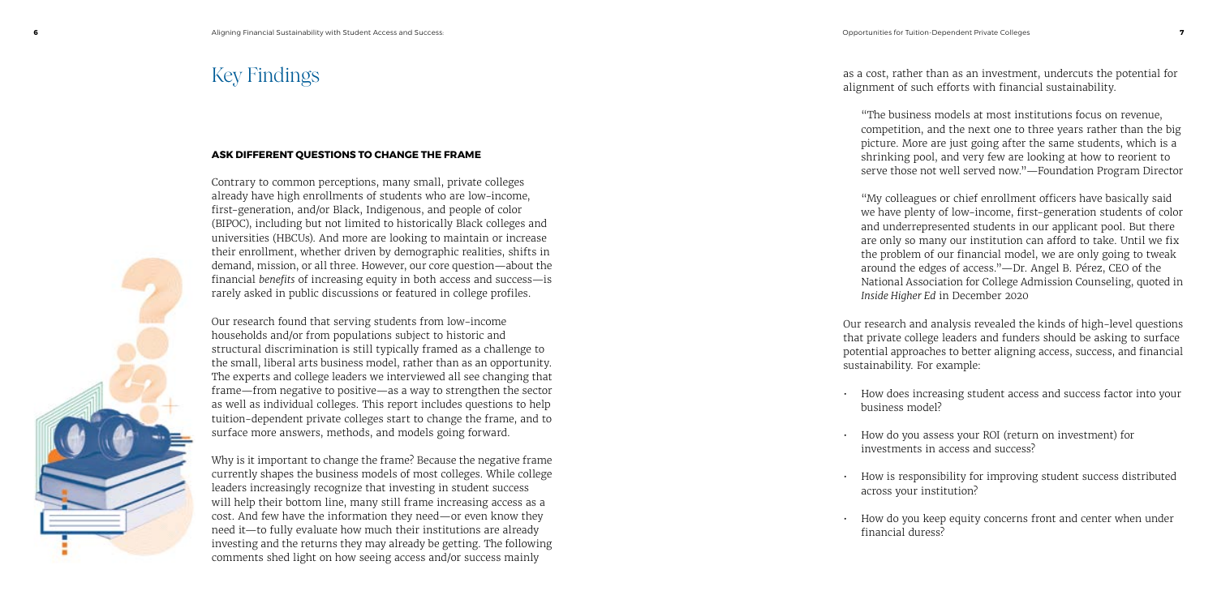# Key Findings

## ASK DIFFERENT QUESTIONS TO CHANGE THE FRAME

Contrary to common perceptions, many small, private colleges already have high enrollments of students who are low-income, first-generation, and/or Black, Indigenous, and people of color (BIPOC), including but not limited to historically Black colleges and universities (HBCUs). And more are looking to maintain or increase their enrollment, whether driven by demographic realities, shifts in demand, mission, or all three. However, our core question—about the financial *benefits* of increasing equity in both access and success—is rarely asked in public discussions or featured in college profiles.

Our research found that serving students from low-income households and/or from populations subject to historic and structural discrimination is still typically framed as a challenge to the small, liberal arts business model, rather than as an opportunity. The experts and college leaders we interviewed all see changing that frame—from negative to positive—as a way to strengthen the sector as well as individual colleges. This report includes questions to help tuition-dependent private colleges start to change the frame, and to surface more answers, methods, and models going forward.

Why is it important to change the frame? Because the negative frame currently shapes the business models of most colleges. While college leaders increasingly recognize that investing in student success will help their bottom line, many still frame increasing access as a cost. And few have the information they need—or even know they need it—to fully evaluate how much their institutions are already investing and the returns they may already be getting. The following comments shed light on how seeing access and/or success mainly as a cost, rather than as an investment, undercuts the potential for alignment of such efforts with financial sustainability.

> "The business models at most institutions focus on revenue, competition, and the next one to three years rather than the big picture. More are just going after the same students, which is a shrinking pool, and very few are looking at how to reorient to serve those not well served now."—Foundation Program Director

> "My colleagues or chief enrollment officers have basically said we have plenty of low-income, first-generation students of color and underrepresented students in our applicant pool. But there are only so many our institution can afford to take. Until we fix the problem of our financial model, we are only going to tweak around the edges of access."—Dr. Angel B. Pérez, CEO of the National Association for College Admission Counseling, quoted in *Inside Higher Ed* in December 2020

Our research and analysis revealed the kinds of high-level questions that private college leaders and funders should be asking to surface potential approaches to better aligning access, success, and financial sustainability. For example:

- How does increasing student access and success factor into your business model?
- How do you assess your ROI (return on investment) for investments in access and success?
- How is responsibility for improving student success distributed across your institution?
- How do you keep equity concerns front and center when under financial duress?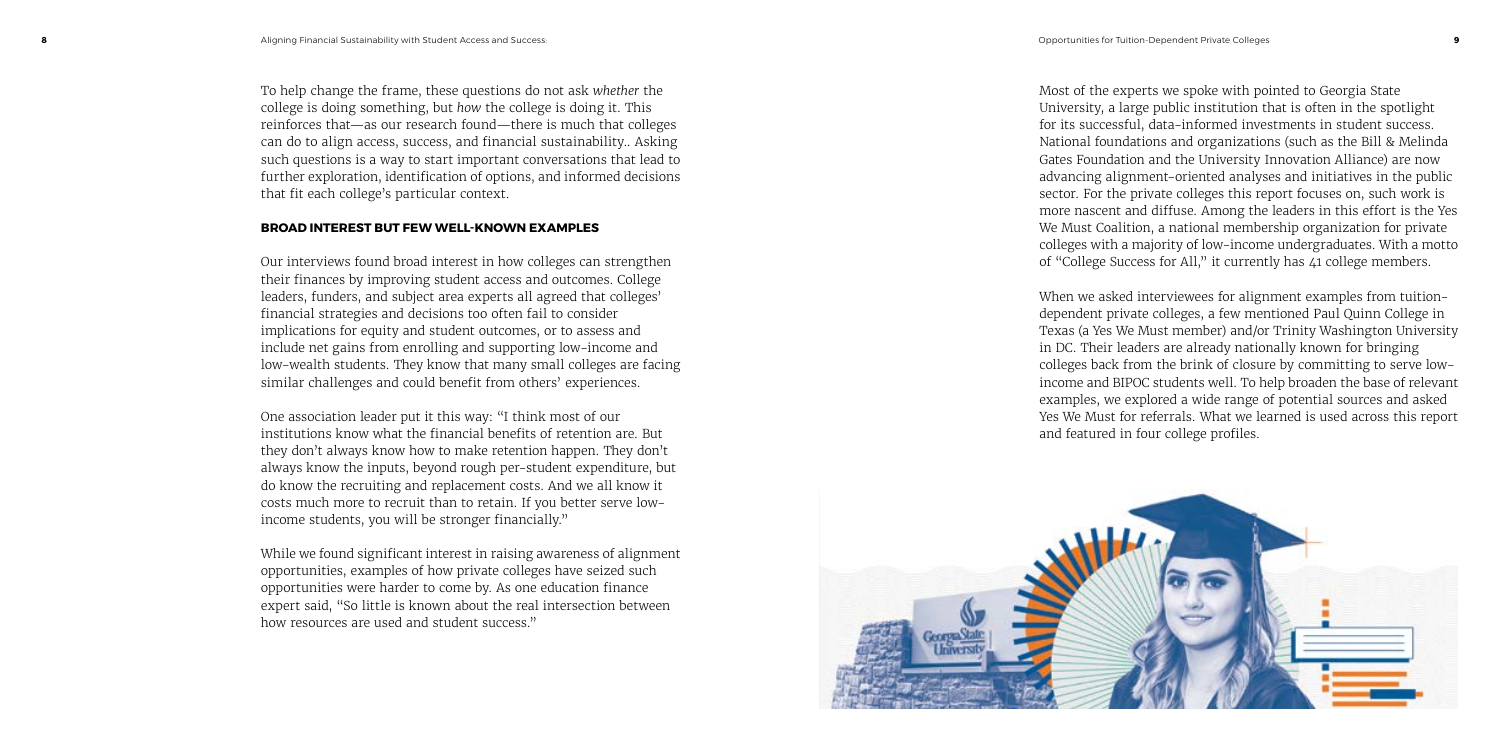To help change the frame, these questions do not ask *whether* the college is doing something, but *how* the college is doing it. This reinforces that—as our research found—there is much that colleges can do to align access, success, and financial sustainability.. Asking such questions is a way to start important conversations that lead to further exploration, identification of options, and informed decisions that fit each college's particular context.

## BROAD INTEREST BUT FEW WELL-KNOWN EXAMPLES

Our interviews found broad interest in how colleges can strengthen their finances by improving student access and outcomes. College leaders, funders, and subject area experts all agreed that colleges' financial strategies and decisions too often fail to consider implications for equity and student outcomes, or to assess and include net gains from enrolling and supporting low-income and low-wealth students. They know that many small colleges are facing similar challenges and could benefit from others' experiences.

One association leader put it this way: "I think most of our institutions know what the financial benefits of retention are. But they don't always know how to make retention happen. They don't always know the inputs, beyond rough per-student expenditure, but do know the recruiting and replacement costs. And we all know it costs much more to recruit than to retain. If you better serve low-income students, you will be stronger financially."

While we found significant interest in raising awareness of alignment opportunities, examples of how private colleges have seized such opportunities were harder to come by. As one education finance expert said, "So little is known about the real intersection between how resources are used and student success."

Most of the experts we spoke with pointed to Georgia State University, a large public institution that is often in the spotlight for its successful, data-informed investments in student success. National foundations and organizations (such as the Bill & Melinda Gates Foundation and the University Innovation Alliance) are now advancing alignment-oriented analyses and initiatives in the public sector. For the private colleges this report focuses on, such work is more nascent and diffuse. Among the leaders in this effort is the Yes We Must Coalition, a national membership organization for private colleges with a majority of low-income undergraduates. With a motto of "College Success for All," it currently has 41 college members.

When we asked interviewees for alignment examples from tuition-dependent private colleges, a few mentioned Paul Quinn College in Texas (a Yes We Must member) and/or Trinity Washington University in DC. Their leaders are already nationally known for bringing colleges back from the brink of closure by committing to serve low-income and BIPOC students well. To help broaden the base of relevant examples, we explored a wide range of potential sources and asked Yes We Must for referrals. What we learned is used across this report and featured in four college profiles.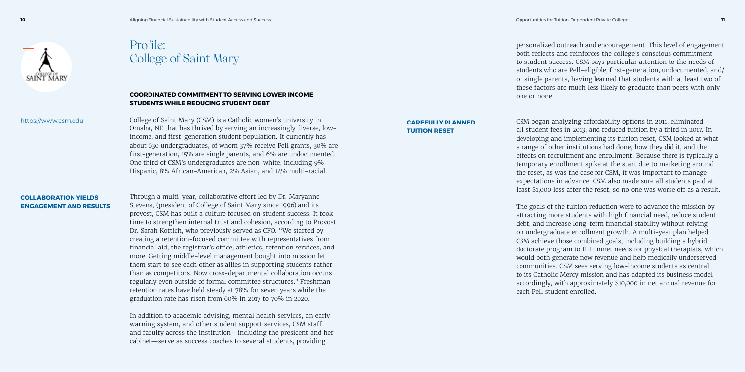# Profile: College of Saint Mary

https://www.csm.edu

## COORDINATED COMMITMENT TO SERVING LOWER INCOME STUDENTS WHILE REDUCING STUDENT DEBT

College of Saint Mary (CSM) is a Catholic women's university in Omaha, NE that has thrived by serving an increasingly diverse, low-income, and first-generation student population. It currently has about 630 undergraduates, of whom 37% receive Pell grants, 30% are first-generation, 15% are single parents, and 6% are undocumented. One third of CSM's undergraduates are non-white, including 9% Hispanic, 8% African-American, 2% Asian, and 14% multi-racial.

### COLLABORATION YIELDS ENGAGEMENT AND RESULTS

Through a multi-year, collaborative effort led by Dr. Maryanne Stevens, (president of College of Saint Mary since 1996) and its provost, CSM has built a culture focused on student success. It took time to strengthen internal trust and cohesion, according to Provost Dr. Sarah Kottich, who previously served as CFO. "We started by creating a retention-focused committee with representatives from financial aid, the registrar's office, athletics, retention services, and more. Getting middle-level management bought into mission let them start to see each other as allies in supporting students rather than as competitors. Now cross-departmental collaboration occurs regularly even outside of formal committee structures." Freshman retention rates have held steady at 78% for seven years while the graduation rate has risen from 60% in 2017 to 70% in 2020.

In addition to academic advising, mental health services, an early warning system, and other student support services, CSM staff and faculty across the institution—including the president and her cabinet—serve as success coaches to several students, providing personalized outreach and encouragement. This level of engagement both reflects and reinforces the college's conscious commitment to student success. CSM pays particular attention to the needs of students who are Pell-eligible, first-generation, undocumented, and/or single parents, having learned that students with at least two of these factors are much less likely to graduate than peers with only one or none.

### CAREFULLY PLANNED TUITION RESET

CSM began analyzing affordability options in 2011, eliminated all student fees in 2013, and reduced tuition by a third in 2017. In developing and implementing its tuition reset, CSM looked at what a range of other institutions had done, how they did it, and the effects on recruitment and enrollment. Because there is typically a temporary enrollment spike at the start due to marketing around the reset, as was the case for CSM, it was important to manage expectations in advance. CSM also made sure all students paid at least $1,000 less after the reset, so no one was worse off as a result.

The goals of the tuition reduction were to advance the mission by attracting more students with high financial need, reduce student debt, and increase long-term financial stability without relying on undergraduate enrollment growth. A multi-year plan helped CSM achieve those combined goals, including building a hybrid doctorate program to fill unmet needs for physical therapists, which would both generate new revenue and help medically underserved communities. CSM sees serving low-income students as central to its Catholic Mercy mission and has adapted its business model accordingly, with approximately $10,000 in net annual revenue for each Pell student enrolled.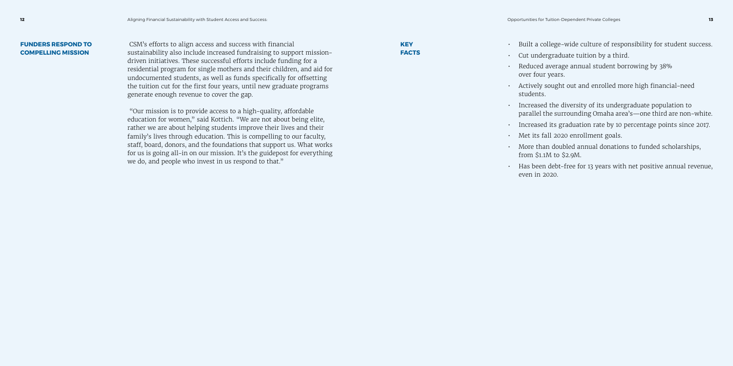## FUNDERS RESPOND TO COMPELLING MISSION

CSM's efforts to align access and success with financial sustainability also include increased fundraising to support mission-driven initiatives. These successful efforts include funding for a residential program for single mothers and their children, and aid for undocumented students, as well as funds specifically for offsetting the tuition cut for the first four years, until new graduate programs generate enough revenue to cover the gap.

"Our mission is to provide access to a high-quality, affordable education for women," said Kottich. "We are not about being elite, rather we are about helping students improve their lives and their family's lives through education. This is compelling to our faculty, staff, board, donors, and the foundations that support us. What works for us is going all-in on our mission. It's the guidepost for everything we do, and people who invest in us respond to that."

## KEY FACTS

- Built a college-wide culture of responsibility for student success.
- Cut undergraduate tuition by a third.
- Reduced average annual student borrowing by 38% over four years.
- Actively sought out and enrolled more high financial-need students.
- Increased the diversity of its undergraduate population to parallel the surrounding Omaha area's—one third are non-white.
- Increased its graduation rate by 10 percentage points since 2017.
- Met its fall 2020 enrollment goals.
- More than doubled annual donations to funded scholarships, from $1.1M to $2.9M.
- Has been debt-free for 13 years with net positive annual revenue, even in 2020.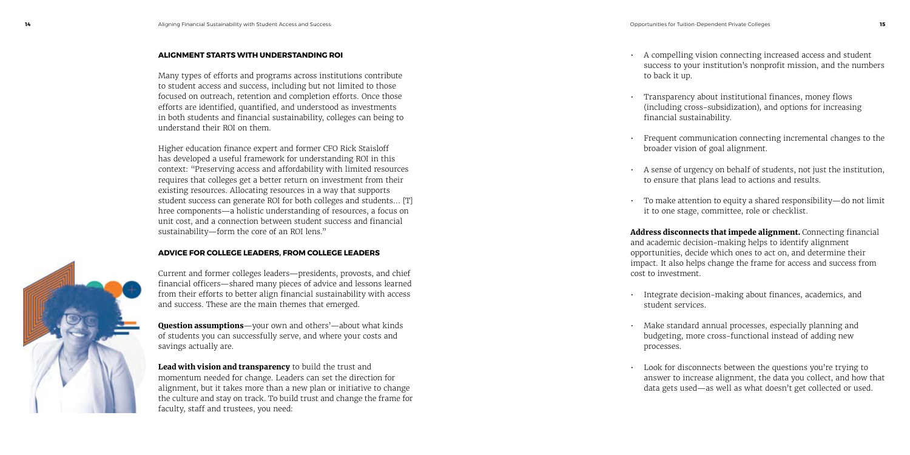## ALIGNMENT STARTS WITH UNDERSTANDING ROI

Many types of efforts and programs across institutions contribute to student access and success, including but not limited to those focused on outreach, retention and completion efforts. Once those efforts are identified, quantified, and understood as investments in both students and financial sustainability, colleges can being to understand their ROI on them.

Higher education finance expert and former CFO Rick Staisloff has developed a useful framework for understanding ROI in this context: "Preserving access and affordability with limited resources requires that colleges get a better return on investment from their existing resources. Allocating resources in a way that supports student success can generate ROI for both colleges and students... [T]hree components—a holistic understanding of resources, a focus on unit cost, and a connection between student success and financial sustainability—form the core of an ROI lens."

## ADVICE FOR COLLEGE LEADERS, FROM COLLEGE LEADERS

Current and former colleges leaders—presidents, provosts, and chief financial officers—shared many pieces of advice and lessons learned from their efforts to better align financial sustainability with access and success. These are the main themes that emerged.

**Question assumptions**—your own and others'—about what kinds of students you can successfully serve, and where your costs and savings actually are.

**Lead with vision and transparency** to build the trust and momentum needed for change. Leaders can set the direction for alignment, but it takes more than a new plan or initiative to change the culture and stay on track. To build trust and change the frame for faculty, staff and trustees, you need:

- A compelling vision connecting increased access and student success to your institution's nonprofit mission, and the numbers to back it up.
- Transparency about institutional finances, money flows (including cross-subsidization), and options for increasing financial sustainability.
- Frequent communication connecting incremental changes to the broader vision of goal alignment.
- A sense of urgency on behalf of students, not just the institution, to ensure that plans lead to actions and results.
- To make attention to equity a shared responsibility—do not limit it to one stage, committee, role or checklist.

**Address disconnects that impede alignment.** Connecting financial and academic decision-making helps to identify alignment opportunities, decide which ones to act on, and determine their impact. It also helps change the frame for access and success from cost to investment.

- Integrate decision-making about finances, academics, and student services.
- Make standard annual processes, especially planning and budgeting, more cross-functional instead of adding new processes.
- Look for disconnects between the questions you're trying to answer to increase alignment, the data you collect, and how that data gets used—as well as what doesn't get collected or used.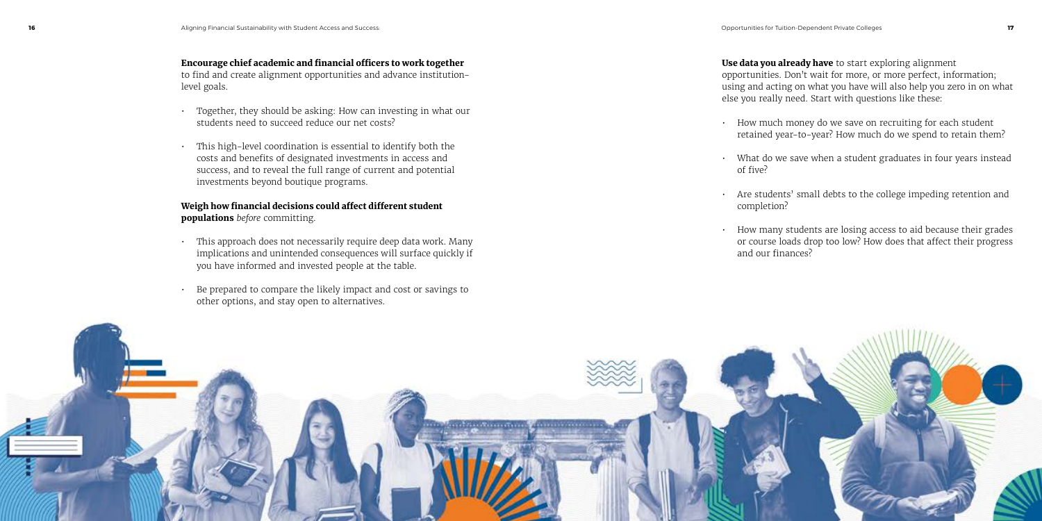**Encourage chief academic and financial officers to work together** to find and create alignment opportunities and advance institution-level goals.

- Together, they should be asking: How can investing in what our students need to succeed reduce our net costs?
- This high-level coordination is essential to identify both the costs and benefits of designated investments in access and success, and to reveal the full range of current and potential investments beyond boutique programs.

**Weigh how financial decisions could affect different student populations** *before* committing.

- This approach does not necessarily require deep data work. Many implications and unintended consequences will surface quickly if you have informed and invested people at the table.
- Be prepared to compare the likely impact and cost or savings to other options, and stay open to alternatives.

**Use data you already have** to start exploring alignment opportunities. Don't wait for more, or more perfect, information; using and acting on what you have will also help you zero in on what else you really need. Start with questions like these:

- How much money do we save on recruiting for each student retained year-to-year? How much do we spend to retain them?
- What do we save when a student graduates in four years instead of five?
- Are students' small debts to the college impeding retention and completion?
- How many students are losing access to aid because their grades or course loads drop too low? How does that affect their progress and our finances?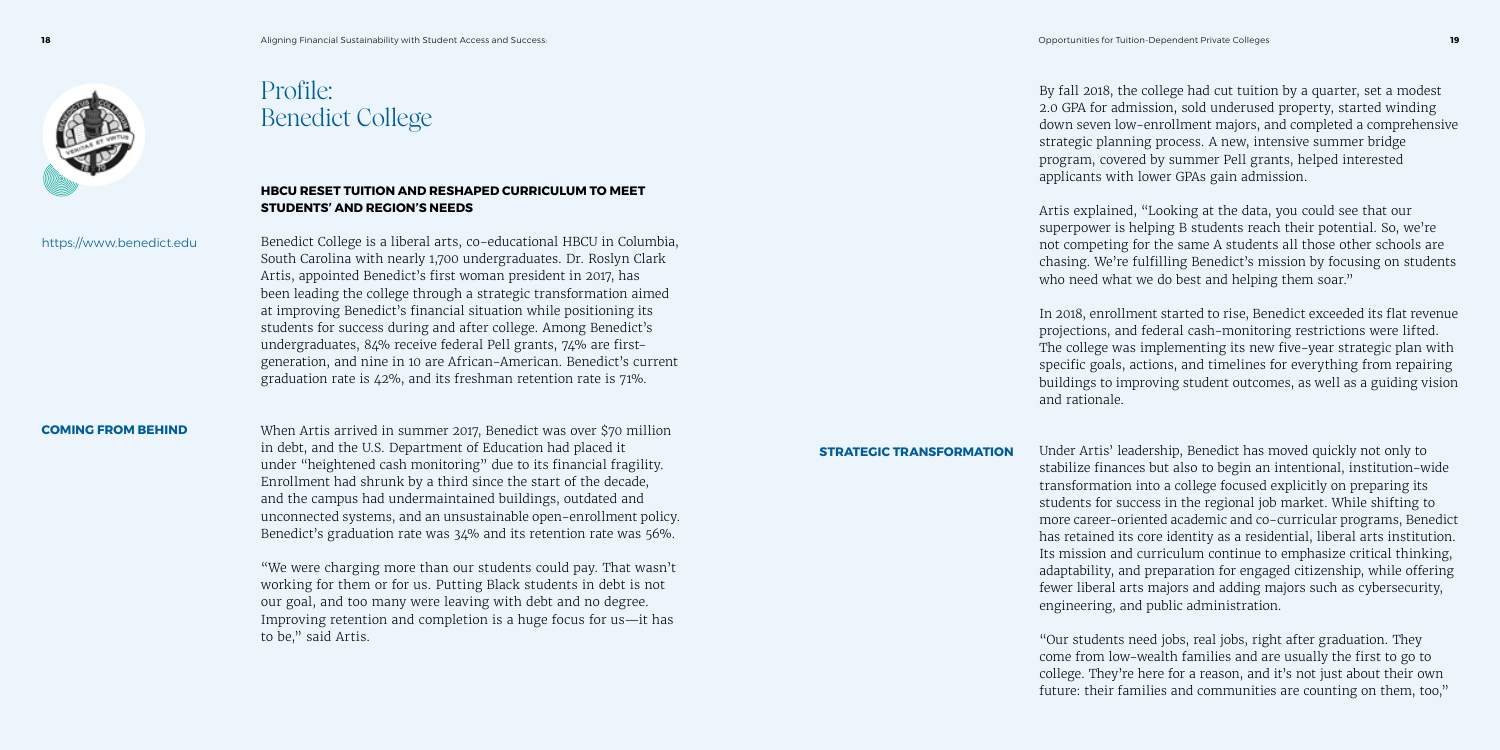# Profile: Benedict College

https://www.benedict.edu

### HBCU RESET TUITION AND RESHAPED CURRICULUM TO MEET STUDENTS' AND REGION'S NEEDS

Benedict College is a liberal arts, co-educational HBCU in Columbia, South Carolina with nearly 1,700 undergraduates. Dr. Roslyn Clark Artis, appointed Benedict's first woman president in 2017, has been leading the college through a strategic transformation aimed at improving Benedict's financial situation while positioning its students for success during and after college. Among Benedict's undergraduates, 84% receive federal Pell grants, 74% are first-generation, and nine in 10 are African-American. Benedict's current graduation rate is 42%, and its freshman retention rate is 71%.

### COMING FROM BEHIND

When Artis arrived in summer 2017, Benedict was over $70 million in debt, and the U.S. Department of Education had placed it under "heightened cash monitoring" due to its financial fragility. Enrollment had shrunk by a third since the start of the decade, and the campus had undermaintained buildings, outdated and unconnected systems, and an unsustainable open-enrollment policy. Benedict's graduation rate was 34% and its retention rate was 56%.

"We were charging more than our students could pay. That wasn't working for them or for us. Putting Black students in debt is not our goal, and too many were leaving with debt and no degree. Improving retention and completion is a huge focus for us—it has to be," said Artis.

By fall 2018, the college had cut tuition by a quarter, set a modest 2.0 GPA for admission, sold underused property, started winding down seven low-enrollment majors, and completed a comprehensive strategic planning process. A new, intensive summer bridge program, covered by summer Pell grants, helped interested applicants with lower GPAs gain admission.

Artis explained, "Looking at the data, you could see that our superpower is helping B students reach their potential. So, we're not competing for the same A students all those other schools are chasing. We're fulfilling Benedict's mission by focusing on students who need what we do best and helping them soar."

In 2018, enrollment started to rise, Benedict exceeded its flat revenue projections, and federal cash-monitoring restrictions were lifted. The college was implementing its new five-year strategic plan with specific goals, actions, and timelines for everything from repairing buildings to improving student outcomes, as well as a guiding vision and rationale.

### STRATEGIC TRANSFORMATION

Under Artis' leadership, Benedict has moved quickly not only to stabilize finances but also to begin an intentional, institution-wide transformation into a college focused explicitly on preparing its students for success in the regional job market. While shifting to more career-oriented academic and co-curricular programs, Benedict has retained its core identity as a residential, liberal arts institution. Its mission and curriculum continue to emphasize critical thinking, adaptability, and preparation for engaged citizenship, while offering fewer liberal arts majors and adding majors such as cybersecurity, engineering, and public administration.

"Our students need jobs, real jobs, right after graduation. They come from low-wealth families and are usually the first to go to college. They're here for a reason, and it's not just about their own future: their families and communities are counting on them, too,"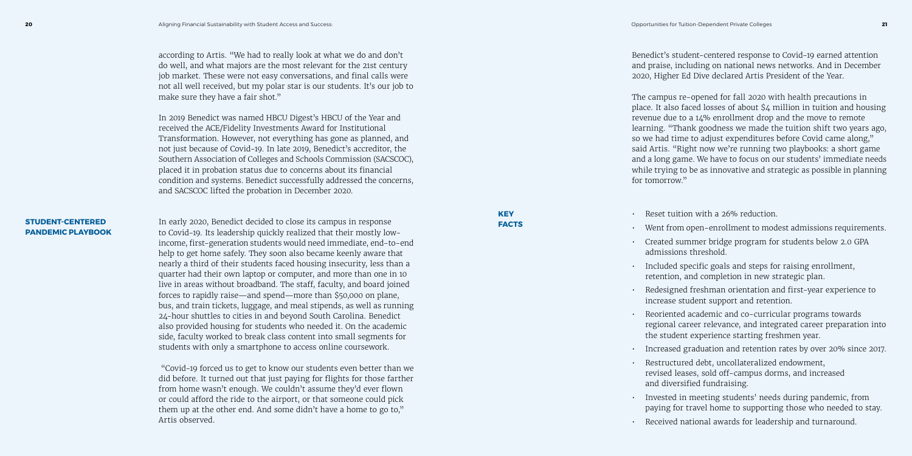according to Artis. "We had to really look at what we do and don't do well, and what majors are the most relevant for the 21st century job market. These were not easy conversations, and final calls were not all well received, but my polar star is our students. It's our job to make sure they have a fair shot."

In 2019 Benedict was named HBCU Digest's HBCU of the Year and received the ACE/Fidelity Investments Award for Institutional Transformation. However, not everything has gone as planned, and not just because of Covid-19. In late 2019, Benedict's accreditor, the Southern Association of Colleges and Schools Commission (SACSCOC), placed it in probation status due to concerns about its financial condition and systems. Benedict successfully addressed the concerns, and SACSCOC lifted the probation in December 2020.

## STUDENT-CENTERED PANDEMIC PLAYBOOK

In early 2020, Benedict decided to close its campus in response to Covid-19. Its leadership quickly realized that their mostly low-income, first-generation students would need immediate, end-to-end help to get home safely. They soon also became keenly aware that nearly a third of their students faced housing insecurity, less than a quarter had their own laptop or computer, and more than one in 10 live in areas without broadband. The staff, faculty, and board joined forces to rapidly raise—and spend—more than $50,000 on plane, bus, and train tickets, luggage, and meal stipends, as well as running 24-hour shuttles to cities in and beyond South Carolina. Benedict also provided housing for students who needed it. On the academic side, faculty worked to break class content into small segments for students with only a smartphone to access online coursework.

"Covid-19 forced us to get to know our students even better than we did before. It turned out that just paying for flights for those farther from home wasn't enough. We couldn't assume they'd ever flown or could afford the ride to the airport, or that someone could pick them up at the other end. And some didn't have a home to go to," Artis observed.

Benedict's student-centered response to Covid-19 earned attention and praise, including on national news networks. And in December 2020, Higher Ed Dive declared Artis President of the Year.

The campus re-opened for fall 2020 with health precautions in place. It also faced losses of about $4 million in tuition and housing revenue due to a 14% enrollment drop and the move to remote learning. "Thank goodness we made the tuition shift two years ago, so we had time to adjust expenditures before Covid came along," said Artis. "Right now we're running two playbooks: a short game and a long game. We have to focus on our students' immediate needs while trying to be as innovative and strategic as possible in planning for tomorrow."

## KEY FACTS

- Reset tuition with a 26% reduction.
- Went from open-enrollment to modest admissions requirements.
- Created summer bridge program for students below 2.0 GPA admissions threshold.
- Included specific goals and steps for raising enrollment, retention, and completion in new strategic plan.
- Redesigned freshman orientation and first-year experience to increase student support and retention.
- Reoriented academic and co-curricular programs towards regional career relevance, and integrated career preparation into the student experience starting freshmen year.
- Increased graduation and retention rates by over 20% since 2017.
- Restructured debt, uncollateralized endowment, revised leases, sold off-campus dorms, and increased and diversified fundraising.
- Invested in meeting students' needs during pandemic, from paying for travel home to supporting those who needed to stay.
- Received national awards for leadership and turnaround.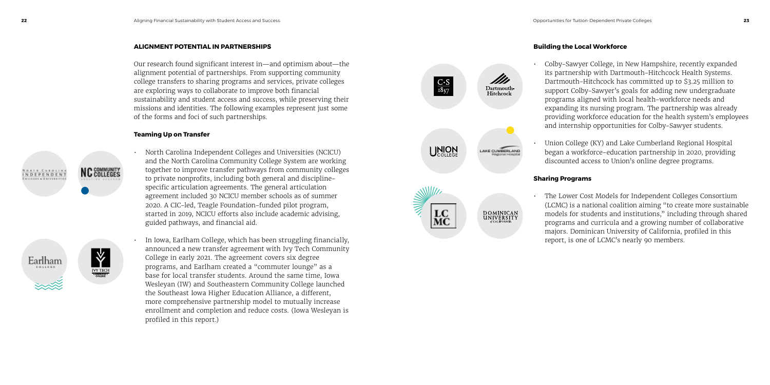## ALIGNMENT POTENTIAL IN PARTNERSHIPS

Our research found significant interest in—and optimism about—the alignment potential of partnerships. From supporting community college transfers to sharing programs and services, private colleges are exploring ways to collaborate to improve both financial sustainability and student access and success, while preserving their missions and identities. The following examples represent just some of the forms and foci of such partnerships.

### Teaming Up on Transfer

- North Carolina Independent Colleges and Universities (NCICU) and the North Carolina Community College System are working together to improve transfer pathways from community colleges to private nonprofits, including both general and discipline-specific articulation agreements. The general articulation agreement included 30 NCICU member schools as of summer 2020. A CIC-led, Teagle Foundation-funded pilot program, started in 2019, NCICU efforts also include academic advising, guided pathways, and financial aid.
- In Iowa, Earlham College, which has been struggling financially, announced a new transfer agreement with Ivy Tech Community College in early 2021. The agreement covers six degree programs, and Earlham created a "commuter lounge" as a base for local transfer students. Around the same time, Iowa Wesleyan (IW) and Southeastern Community College launched the Southeast Iowa Higher Education Alliance, a different, more comprehensive partnership model to mutually increase enrollment and completion and reduce costs. (Iowa Wesleyan is profiled in this report.)

### Building the Local Workforce

- Colby-Sawyer College, in New Hampshire, recently expanded its partnership with Dartmouth-Hitchcock Health Systems. Dartmouth-Hitchcock has committed up to $3.25 million to support Colby-Sawyer's goals for adding new undergraduate programs aligned with local health-workforce needs and expanding its nursing program. The partnership was already providing workforce education for the health system's employees and internship opportunities for Colby-Sawyer students.
- Union College (KY) and Lake Cumberland Regional Hospital began a workforce-education partnership in 2020, providing discounted access to Union's online degree programs.

### Sharing Programs

- The Lower Cost Models for Independent Colleges Consortium (LCMC) is a national coalition aiming "to create more sustainable models for students and institutions," including through shared programs and curricula and a growing number of collaborative majors. Dominican University of California, profiled in this report, is one of LCMC's nearly 90 members.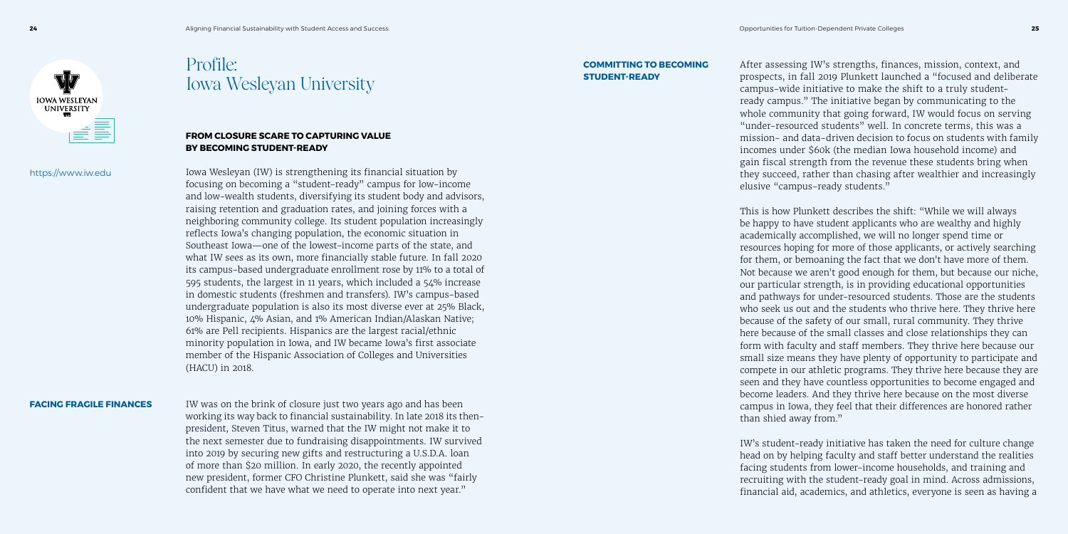# Profile: Iowa Wesleyan University

https://www.iw.edu

### FROM CLOSURE SCARE TO CAPTURING VALUE BY BECOMING STUDENT-READY

Iowa Wesleyan (IW) is strengthening its financial situation by focusing on becoming a "student-ready" campus for low-income and low-wealth students, diversifying its student body and advisors, raising retention and graduation rates, and joining forces with a neighboring community college. Its student population increasingly reflects Iowa's changing population, the economic situation in Southeast Iowa—one of the lowest-income parts of the state, and what IW sees as its own, more financially stable future. In fall 2020 its campus-based undergraduate enrollment rose by 11% to a total of 595 students, the largest in 11 years, which included a 54% increase in domestic students (freshmen and transfers). IW's campus-based undergraduate population is also its most diverse ever at 25% Black, 10% Hispanic, 4% Asian, and 1% American Indian/Alaskan Native; 61% are Pell recipients. Hispanics are the largest racial/ethnic minority population in Iowa, and IW became Iowa's first associate member of the Hispanic Association of Colleges and Universities (HACU) in 2018.

### FACING FRAGILE FINANCES

IW was on the brink of closure just two years ago and has been working its way back to financial sustainability. In late 2018 its then-president, Steven Titus, warned that the IW might not make it to the next semester due to fundraising disappointments. IW survived into 2019 by securing new gifts and restructuring a U.S.D.A. loan of more than $20 million. In early 2020, the recently appointed new president, former CFO Christine Plunkett, said she was "fairly confident that we have what we need to operate into next year."

### COMMITTING TO BECOMING STUDENT-READY

After assessing IW's strengths, finances, mission, context, and prospects, in fall 2019 Plunkett launched a "focused and deliberate campus-wide initiative to make the shift to a truly student-ready campus." The initiative began by communicating to the whole community that going forward, IW would focus on serving "under-resourced students" well. In concrete terms, this was a mission- and data-driven decision to focus on students with family incomes under $60k (the median Iowa household income) and gain fiscal strength from the revenue these students bring when they succeed, rather than chasing after wealthier and increasingly elusive "campus-ready students."

This is how Plunkett describes the shift: "While we will always be happy to have student applicants who are wealthy and highly academically accomplished, we will no longer spend time or resources hoping for more of those applicants, or actively searching for them, or bemoaning the fact that we don't have more of them. Not because we aren't good enough for them, but because our niche, our particular strength, is in providing educational opportunities and pathways for under-resourced students. Those are the students who seek us out and the students who thrive here. They thrive here because of the safety of our small, rural community. They thrive here because of the small classes and close relationships they can form with faculty and staff members. They thrive here because our small size means they have plenty of opportunity to participate and compete in our athletic programs. They thrive here because they are seen and they have countless opportunities to become engaged and become leaders. And they thrive here because on the most diverse campus in Iowa, they feel that their differences are honored rather than shied away from."

IW's student-ready initiative has taken the need for culture change head on by helping faculty and staff better understand the realities facing students from lower-income households, and training and recruiting with the student-ready goal in mind. Across admissions, financial aid, academics, and athletics, everyone is seen as having a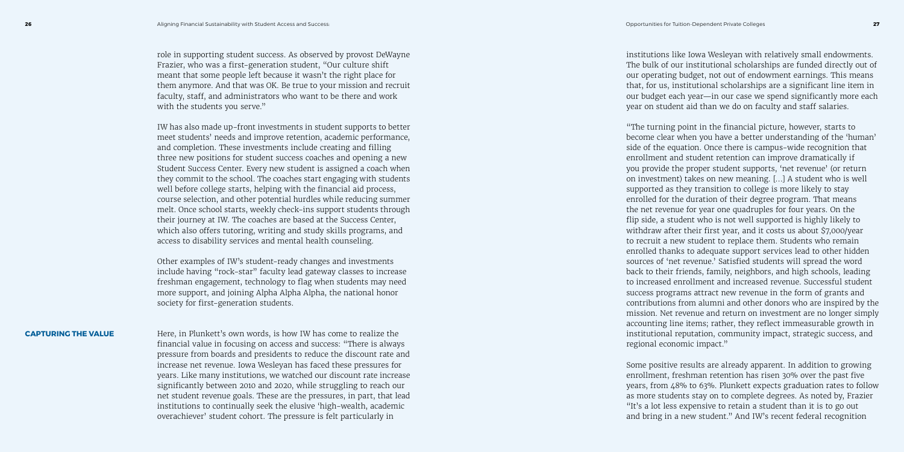role in supporting student success. As observed by provost DeWayne Frazier, who was a first-generation student, "Our culture shift meant that some people left because it wasn't the right place for them anymore. And that was OK. Be true to your mission and recruit faculty, staff, and administrators who want to be there and work with the students you serve."

IW has also made up-front investments in student supports to better meet students' needs and improve retention, academic performance, and completion. These investments include creating and filling three new positions for student success coaches and opening a new Student Success Center. Every new student is assigned a coach when they commit to the school. The coaches start engaging with students well before college starts, helping with the financial aid process, course selection, and other potential hurdles while reducing summer melt. Once school starts, weekly check-ins support students through their journey at IW. The coaches are based at the Success Center, which also offers tutoring, writing and study skills programs, and access to disability services and mental health counseling.

Other examples of IW's student-ready changes and investments include having "rock-star" faculty lead gateway classes to increase freshman engagement, technology to flag when students may need more support, and joining Alpha Alpha Alpha, the national honor society for first-generation students.

### CAPTURING THE VALUE

Here, in Plunkett's own words, is how IW has come to realize the financial value in focusing on access and success: "There is always pressure from boards and presidents to reduce the discount rate and increase net revenue. Iowa Wesleyan has faced these pressures for years. Like many institutions, we watched our discount rate increase significantly between 2010 and 2020, while struggling to reach our net student revenue goals. These are the pressures, in part, that lead institutions to continually seek the elusive 'high-wealth, academic overachiever' student cohort. The pressure is felt particularly in institutions like Iowa Wesleyan with relatively small endowments. The bulk of our institutional scholarships are funded directly out of our operating budget, not out of endowment earnings. This means that, for us, institutional scholarships are a significant line item in our budget each year—in our case we spend significantly more each year on student aid than we do on faculty and staff salaries.

"The turning point in the financial picture, however, starts to become clear when you have a better understanding of the 'human' side of the equation. Once there is campus-wide recognition that enrollment and student retention can improve dramatically if you provide the proper student supports, 'net revenue' (or return on investment) takes on new meaning. [...] A student who is well supported as they transition to college is more likely to stay enrolled for the duration of their degree program. That means the net revenue for year one quadruples for four years. On the flip side, a student who is not well supported is highly likely to withdraw after their first year, and it costs us about $7,000/year to recruit a new student to replace them. Students who remain enrolled thanks to adequate support services lead to other hidden sources of 'net revenue.' Satisfied students will spread the word back to their friends, family, neighbors, and high schools, leading to increased enrollment and increased revenue. Successful student success programs attract new revenue in the form of grants and contributions from alumni and other donors who are inspired by the mission. Net revenue and return on investment are no longer simply accounting line items; rather, they reflect immeasurable growth in institutional reputation, community impact, strategic success, and regional economic impact."

Some positive results are already apparent. In addition to growing enrollment, freshman retention has risen 30% over the past five years, from 48% to 63%. Plunkett expects graduation rates to follow as more students stay on to complete degrees. As noted by, Frazier "It's a lot less expensive to retain a student than it is to go out and bring in a new student." And IW's recent federal recognition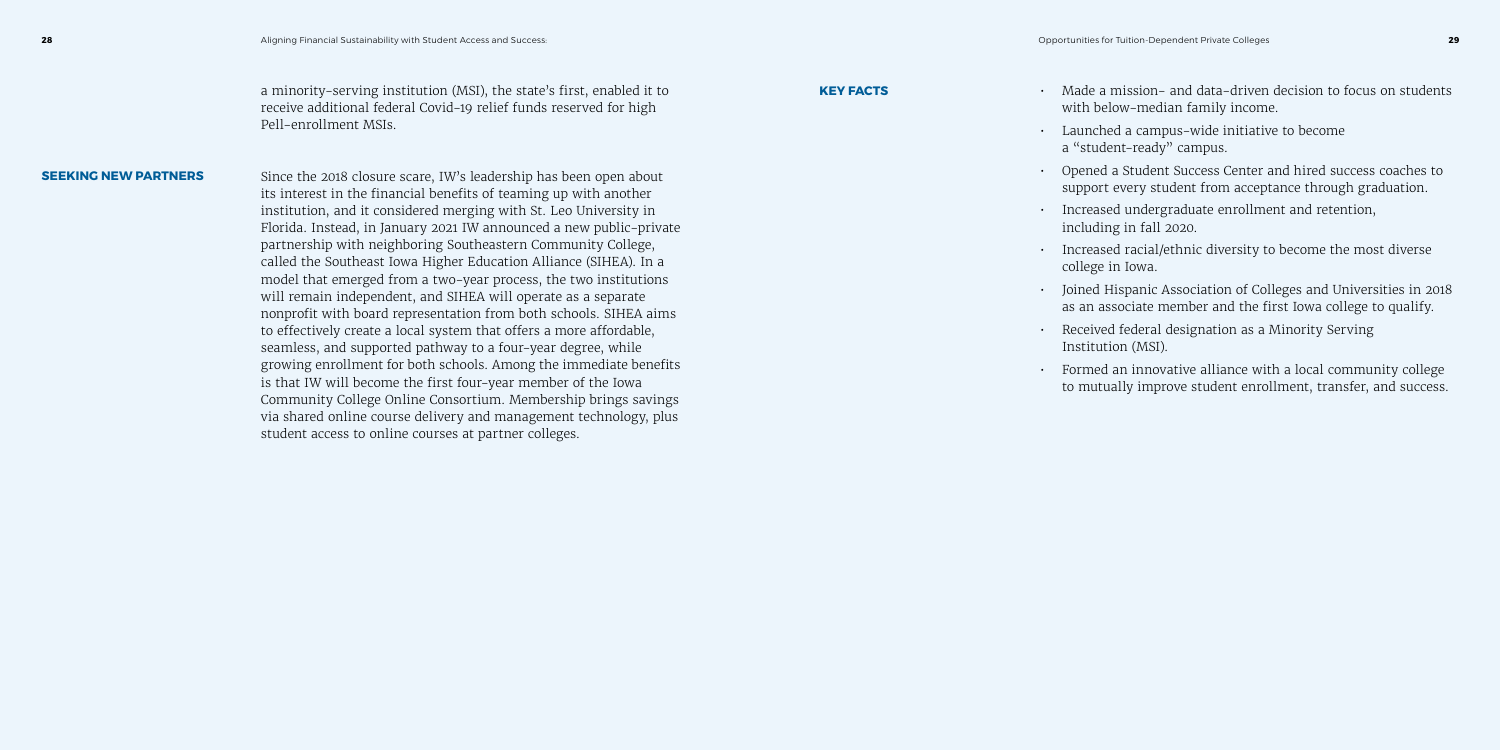a minority-serving institution (MSI), the state's first, enabled it to receive additional federal Covid-19 relief funds reserved for high Pell-enrollment MSIs.

## SEEKING NEW PARTNERS

Since the 2018 closure scare, IW's leadership has been open about its interest in the financial benefits of teaming up with another institution, and it considered merging with St. Leo University in Florida. Instead, in January 2021 IW announced a new public-private partnership with neighboring Southeastern Community College, called the Southeast Iowa Higher Education Alliance (SIHEA). In a model that emerged from a two-year process, the two institutions will remain independent, and SIHEA will operate as a separate nonprofit with board representation from both schools. SIHEA aims to effectively create a local system that offers a more affordable, seamless, and supported pathway to a four-year degree, while growing enrollment for both schools. Among the immediate benefits is that IW will become the first four-year member of the Iowa Community College Online Consortium. Membership brings savings via shared online course delivery and management technology, plus student access to online courses at partner colleges.

## KEY FACTS

- Made a mission- and data-driven decision to focus on students with below-median family income.
- Launched a campus-wide initiative to become a "student-ready" campus.
- Opened a Student Success Center and hired success coaches to support every student from acceptance through graduation.
- Increased undergraduate enrollment and retention, including in fall 2020.
- Increased racial/ethnic diversity to become the most diverse college in Iowa.
- Joined Hispanic Association of Colleges and Universities in 2018 as an associate member and the first Iowa college to qualify.
- Received federal designation as a Minority Serving Institution (MSI).
- Formed an innovative alliance with a local community college to mutually improve student enrollment, transfer, and success.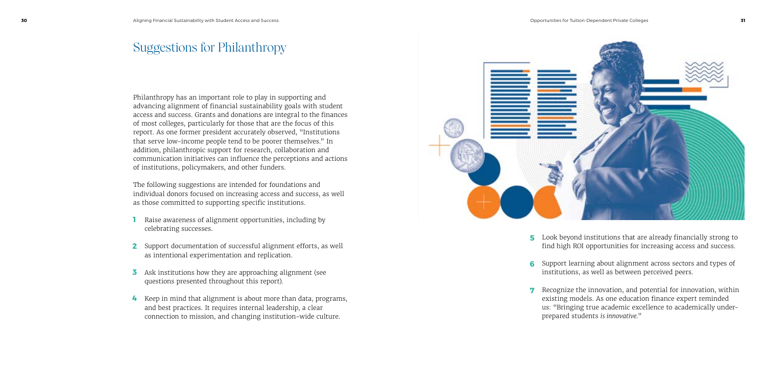# Suggestions for Philanthropy

Philanthropy has an important role to play in supporting and advancing alignment of financial sustainability goals with student access and success. Grants and donations are integral to the finances of most colleges, particularly for those that are the focus of this report. As one former president accurately observed, "Institutions that serve low-income people tend to be poorer themselves." In addition, philanthropic support for research, collaboration and communication initiatives can influence the perceptions and actions of institutions, policymakers, and other funders.

The following suggestions are intended for foundations and individual donors focused on increasing access and success, as well as those committed to supporting specific institutions.

1. Raise awareness of alignment opportunities, including by celebrating successes.
2. Support documentation of successful alignment efforts, as well as intentional experimentation and replication.
3. Ask institutions how they are approaching alignment (see questions presented throughout this report).
4. Keep in mind that alignment is about more than data, programs, and best practices. It requires internal leadership, a clear connection to mission, and changing institution-wide culture.
5. Look beyond institutions that are already financially strong to find high ROI opportunities for increasing access and success.
6. Support learning about alignment across sectors and types of institutions, as well as between perceived peers.
7. Recognize the innovation, and potential for innovation, within existing models. As one education finance expert reminded us: "Bringing true academic excellence to academically under-prepared students *is innovative*."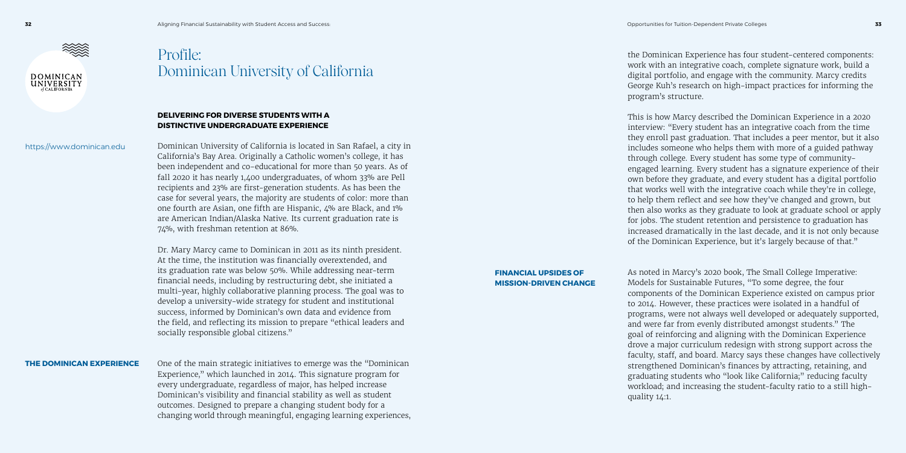# Profile: Dominican University of California

https://www.dominican.edu

## DELIVERING FOR DIVERSE STUDENTS WITH A DISTINCTIVE UNDERGRADUATE EXPERIENCE

Dominican University of California is located in San Rafael, a city in California's Bay Area. Originally a Catholic women's college, it has been independent and co-educational for more than 50 years. As of fall 2020 it has nearly 1,400 undergraduates, of whom 33% are Pell recipients and 23% are first-generation students. As has been the case for several years, the majority are students of color: more than one fourth are Asian, one fifth are Hispanic, 4% are Black, and 1% are American Indian/Alaska Native. Its current graduation rate is 74%, with freshman retention at 86%.

Dr. Mary Marcy came to Dominican in 2011 as its ninth president. At the time, the institution was financially overextended, and its graduation rate was below 50%. While addressing near-term financial needs, including by restructuring debt, she initiated a multi-year, highly collaborative planning process. The goal was to develop a university-wide strategy for student and institutional success, informed by Dominican's own data and evidence from the field, and reflecting its mission to prepare "ethical leaders and socially responsible global citizens."

### THE DOMINICAN EXPERIENCE

One of the main strategic initiatives to emerge was the "Dominican Experience," which launched in 2014. This signature program for every undergraduate, regardless of major, has helped increase Dominican's visibility and financial stability as well as student outcomes. Designed to prepare a changing student body for a changing world through meaningful, engaging learning experiences, the Dominican Experience has four student-centered components: work with an integrative coach, complete signature work, build a digital portfolio, and engage with the community. Marcy credits George Kuh's research on high-impact practices for informing the program's structure.

This is how Marcy described the Dominican Experience in a 2020 interview: "Every student has an integrative coach from the time they enroll past graduation. That includes a peer mentor, but it also includes someone who helps them with more of a guided pathway through college. Every student has some type of community-engaged learning. Every student has a signature experience of their own before they graduate, and every student has a digital portfolio that works well with the integrative coach while they're in college, to help them reflect and see how they've changed and grown, but then also works as they graduate to look at graduate school or apply for jobs. The student retention and persistence to graduation has increased dramatically in the last decade, and it is not only because of the Dominican Experience, but it's largely because of that."

### FINANCIAL UPSIDES OF MISSION-DRIVEN CHANGE

As noted in Marcy's 2020 book, The Small College Imperative: Models for Sustainable Futures, "To some degree, the four components of the Dominican Experience existed on campus prior to 2014. However, these practices were isolated in a handful of programs, were not always well developed or adequately supported, and were far from evenly distributed amongst students." The goal of reinforcing and aligning with the Dominican Experience drove a major curriculum redesign with strong support across the faculty, staff, and board. Marcy says these changes have collectively strengthened Dominican's finances by attracting, retaining, and graduating students who "look like California;" reducing faculty workload; and increasing the student-faculty ratio to a still high-quality 14:1.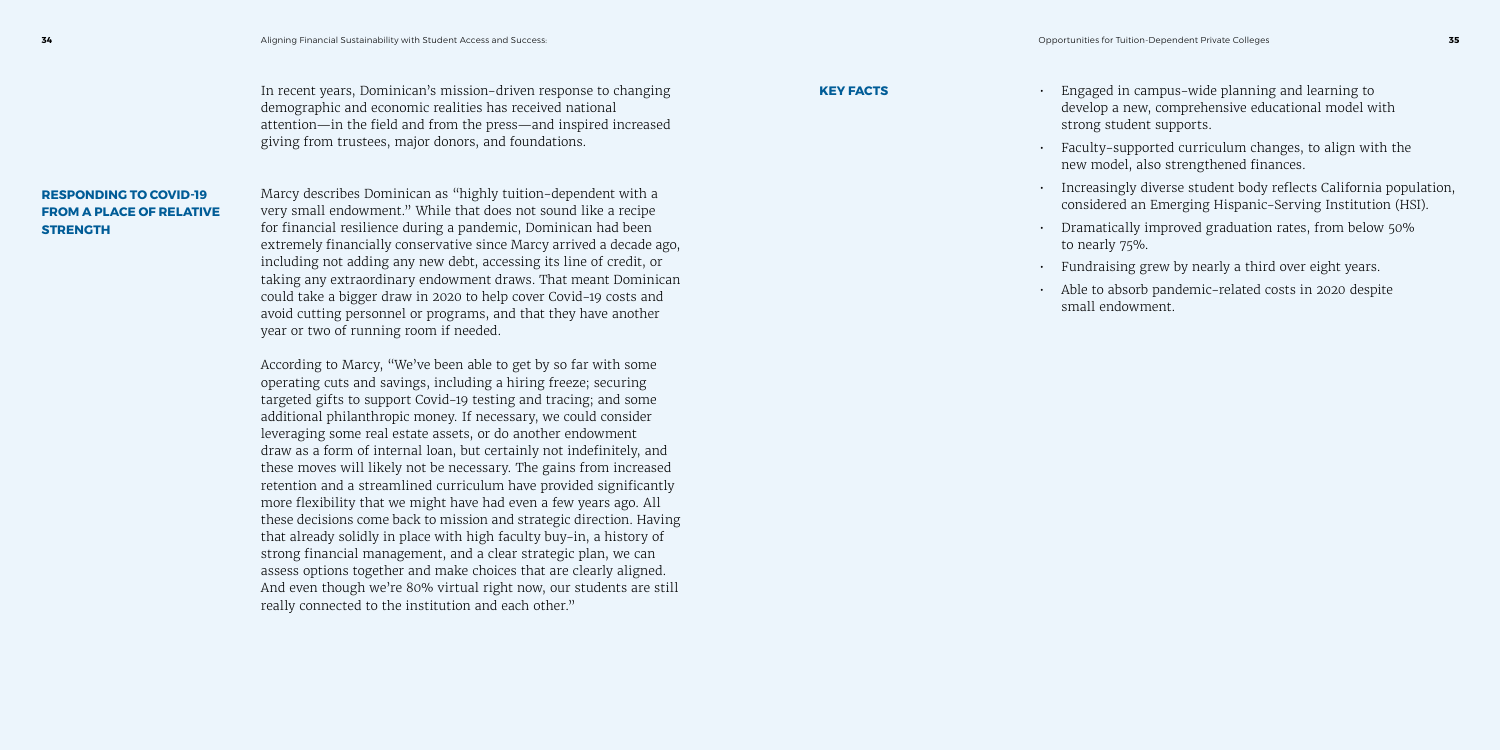In recent years, Dominican's mission-driven response to changing demographic and economic realities has received national attention—in the field and from the press—and inspired increased giving from trustees, major donors, and foundations.

## RESPONDING TO COVID-19 FROM A PLACE OF RELATIVE STRENGTH

Marcy describes Dominican as "highly tuition-dependent with a very small endowment." While that does not sound like a recipe for financial resilience during a pandemic, Dominican had been extremely financially conservative since Marcy arrived a decade ago, including not adding any new debt, accessing its line of credit, or taking any extraordinary endowment draws. That meant Dominican could take a bigger draw in 2020 to help cover Covid-19 costs and avoid cutting personnel or programs, and that they have another year or two of running room if needed.

According to Marcy, "We've been able to get by so far with some operating cuts and savings, including a hiring freeze; securing targeted gifts to support Covid-19 testing and tracing; and some additional philanthropic money. If necessary, we could consider leveraging some real estate assets, or do another endowment draw as a form of internal loan, but certainly not indefinitely, and these moves will likely not be necessary. The gains from increased retention and a streamlined curriculum have provided significantly more flexibility that we might have had even a few years ago. All these decisions come back to mission and strategic direction. Having that already solidly in place with high faculty buy-in, a history of strong financial management, and a clear strategic plan, we can assess options together and make choices that are clearly aligned. And even though we're 80% virtual right now, our students are still really connected to the institution and each other."

## KEY FACTS

- Engaged in campus-wide planning and learning to develop a new, comprehensive educational model with strong student supports.
- Faculty-supported curriculum changes, to align with the new model, also strengthened finances.
- Increasingly diverse student body reflects California population, considered an Emerging Hispanic-Serving Institution (HSI).
- Dramatically improved graduation rates, from below 50% to nearly 75%.
- Fundraising grew by nearly a third over eight years.
- Able to absorb pandemic-related costs in 2020 despite small endowment.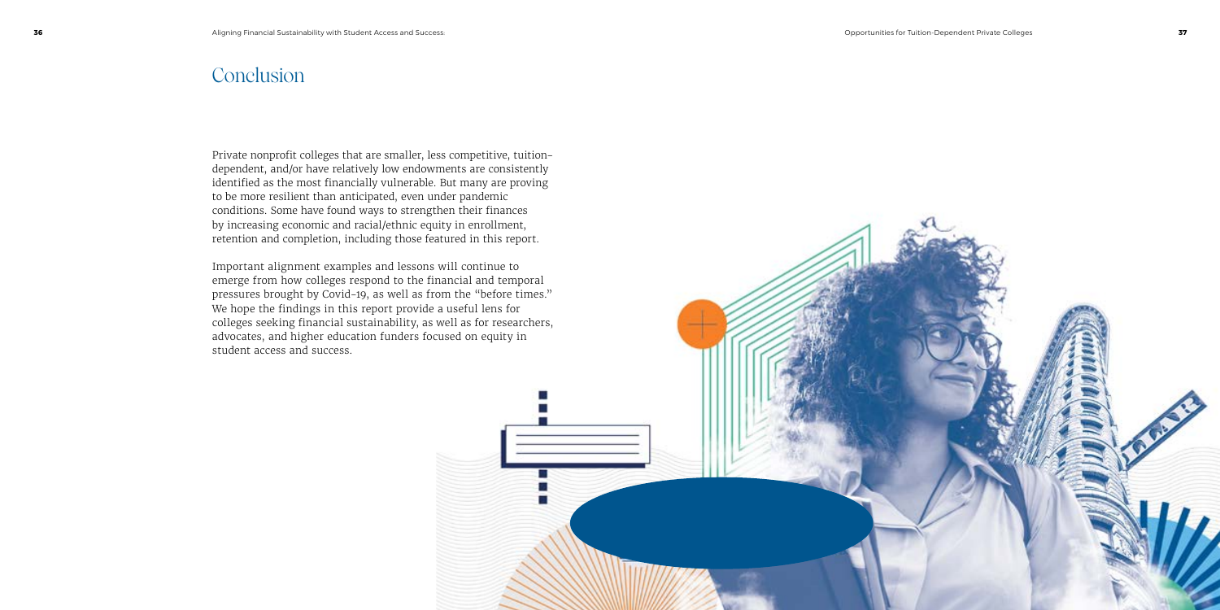# Conclusion

Private nonprofit colleges that are smaller, less competitive, tuition-dependent, and/or have relatively low endowments are consistently identified as the most financially vulnerable. But many are proving to be more resilient than anticipated, even under pandemic conditions. Some have found ways to strengthen their finances by increasing economic and racial/ethnic equity in enrollment, retention and completion, including those featured in this report.

Important alignment examples and lessons will continue to emerge from how colleges respond to the financial and temporal pressures brought by Covid-19, as well as from the "before times." We hope the findings in this report provide a useful lens for colleges seeking financial sustainability, as well as for researchers, advocates, and higher education funders focused on equity in student access and success.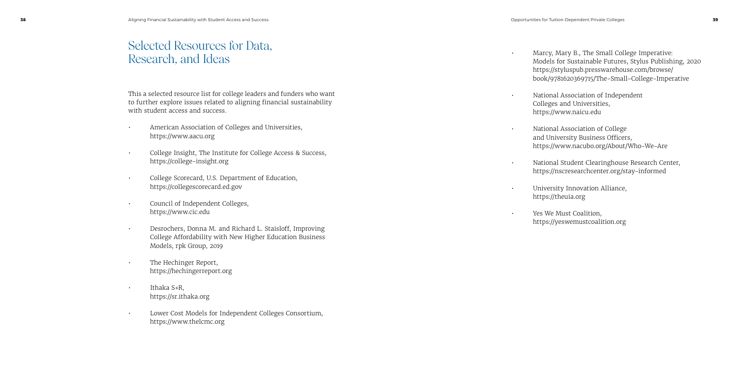# Selected Resources for Data, Research, and Ideas

This a selected resource list for college leaders and funders who want to further explore issues related to aligning financial sustainability with student access and success.

- American Association of Colleges and Universities, https://www.aacu.org
- College Insight, The Institute for College Access & Success, https://college-insight.org
- College Scorecard, U.S. Department of Education, https://collegescorecard.ed.gov
- Council of Independent Colleges, https://www.cic.edu
- Desrochers, Donna M. and Richard L. Staisloff, Improving College Affordability with New Higher Education Business Models, rpk Group, 2019
- The Hechinger Report, https://hechingerreport.org
- Ithaka S+R, https://sr.ithaka.org
- Lower Cost Models for Independent Colleges Consortium, https://www.thelcmc.org
- Marcy, Mary B., The Small College Imperative: Models for Sustainable Futures, Stylus Publishing, 2020 https://styluspub.presswarehouse.com/browse/book/9781620369715/The-Small-College-Imperative
- National Association of Independent Colleges and Universities, https://www.naicu.edu
- National Association of College and University Business Officers, https://www.nacubo.org/About/Who-We-Are
- National Student Clearinghouse Research Center, https://nscresearchcenter.org/stay-informed
- University Innovation Alliance, https://theuia.org
- Yes We Must Coalition, https://yeswemustcoalition.org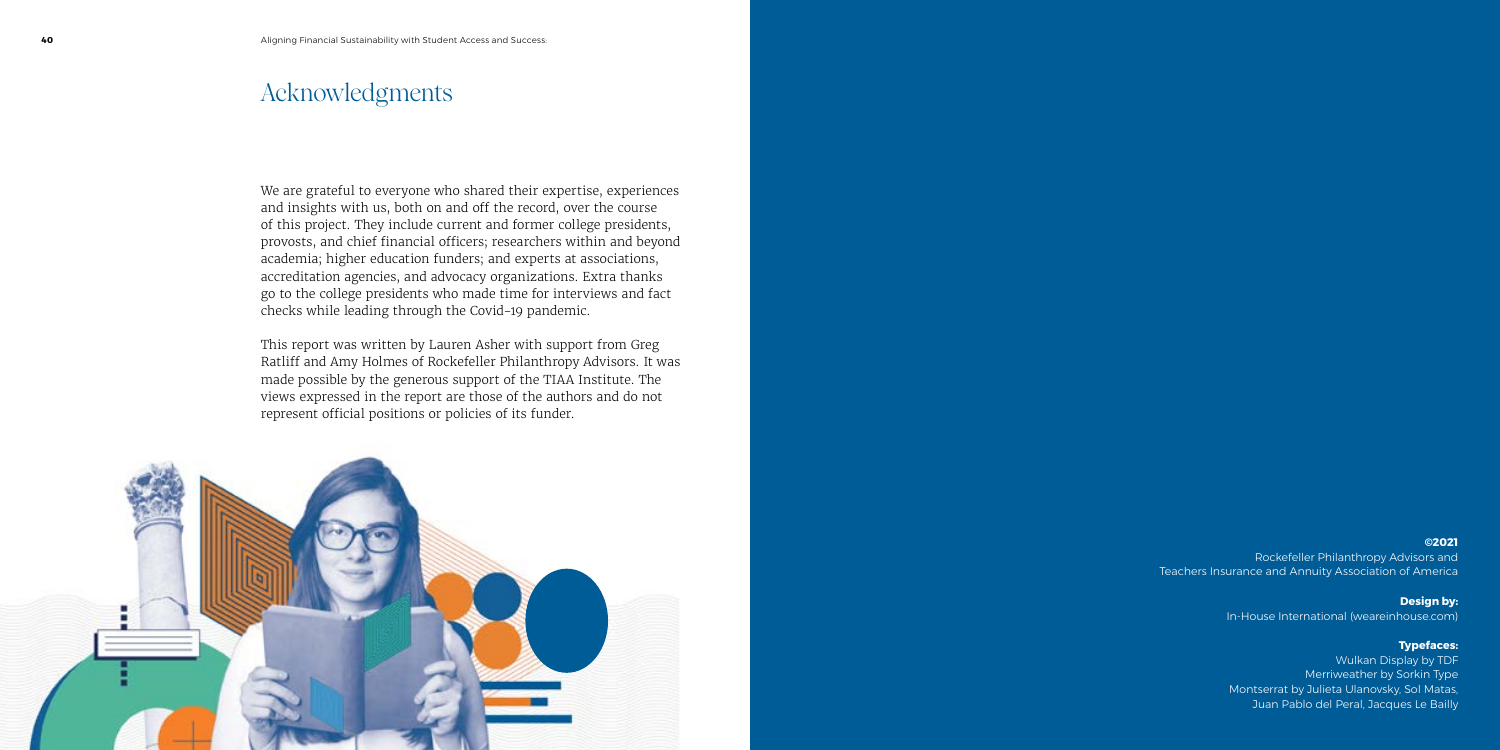# Acknowledgments

We are grateful to everyone who shared their expertise, experiences and insights with us, both on and off the record, over the course of this project. They include current and former college presidents, provosts, and chief financial officers; researchers within and beyond academia; higher education funders; and experts at associations, accreditation agencies, and advocacy organizations. Extra thanks go to the college presidents who made time for interviews and fact checks while leading through the Covid-19 pandemic.

This report was written by Lauren Asher with support from Greg Ratliff and Amy Holmes of Rockefeller Philanthropy Advisors. It was made possible by the generous support of the TIAA Institute. The views expressed in the report are those of the authors and do not represent official positions or policies of its funder.

**©2021**
Rockefeller Philanthropy Advisors and
Teachers Insurance and Annuity Association of America

**Design by:**
In-House International (weareinhouse.com)

**Typefaces:**
Wulkan Display by TDF
Merriweather by Sorkin Type
Montserrat by Julieta Ulanovsky, Sol Matas, Juan Pablo del Peral, Jacques Le Bailly